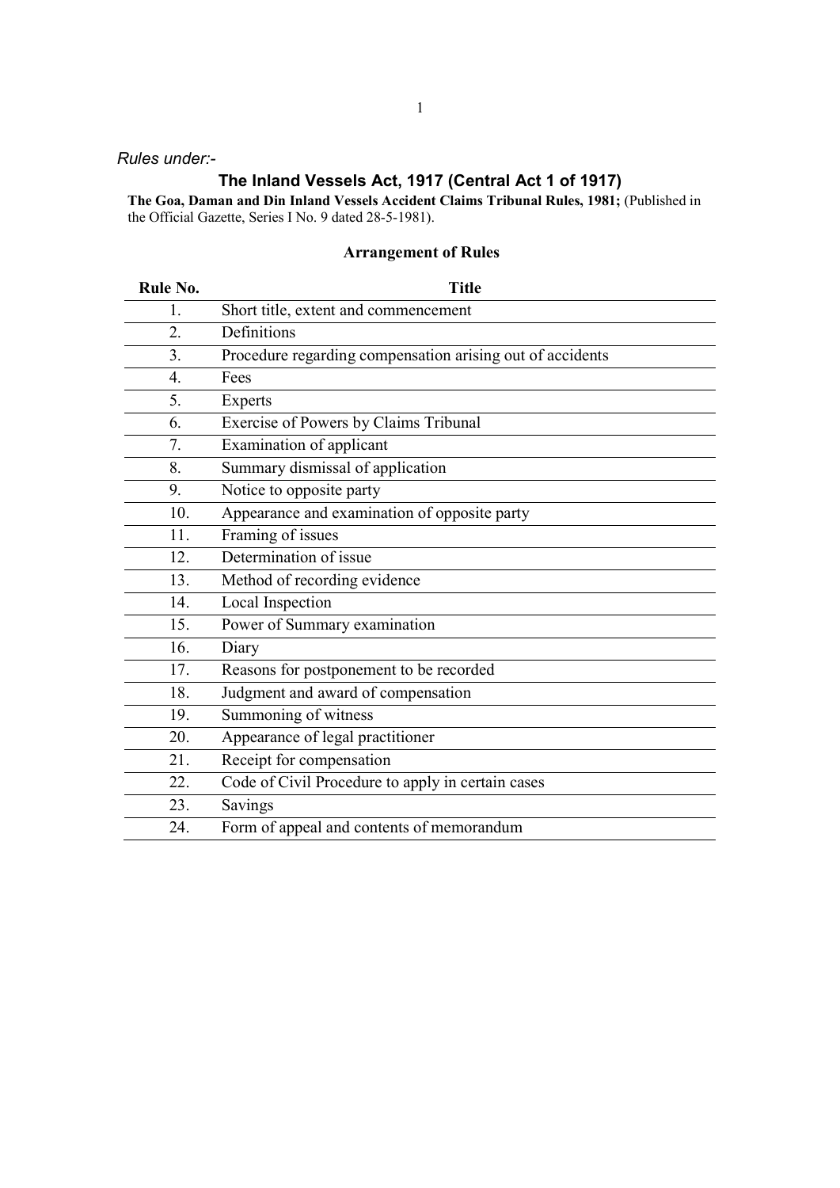*Rules under:-*

## The Inland Vessels Act, 1917 (Central Act 1 of 1917)

**The Goa, Daman and Din Inland Vessels Accident Claims Tribunal Rules, 1981;** (Published in the Official Gazette, Series I No. 9 dated 28-5-1981).

### Arrangement of Rules

| Rule No. | Title |
|---|---|
| 1. | Short title, extent and commencement |
| 2. | Definitions |
| 3. | Procedure regarding compensation arising out of accidents |
| 4. | Fees |
| 5. | Experts |
| 6. | Exercise of Powers by Claims Tribunal |
| 7. | Examination of applicant |
| 8. | Summary dismissal of application |
| 9. | Notice to opposite party |
| 10. | Appearance and examination of opposite party |
| 11. | Framing of issues |
| 12. | Determination of issue |
| 13. | Method of recording evidence |
| 14. | Local Inspection |
| 15. | Power of Summary examination |
| 16. | Diary |
| 17. | Reasons for postponement to be recorded |
| 18. | Judgment and award of compensation |
| 19. | Summoning of witness |
| 20. | Appearance of legal practitioner |
| 21. | Receipt for compensation |
| 22. | Code of Civil Procedure to apply in certain cases |
| 23. | Savings |
| 24. | Form of appeal and contents of memorandum |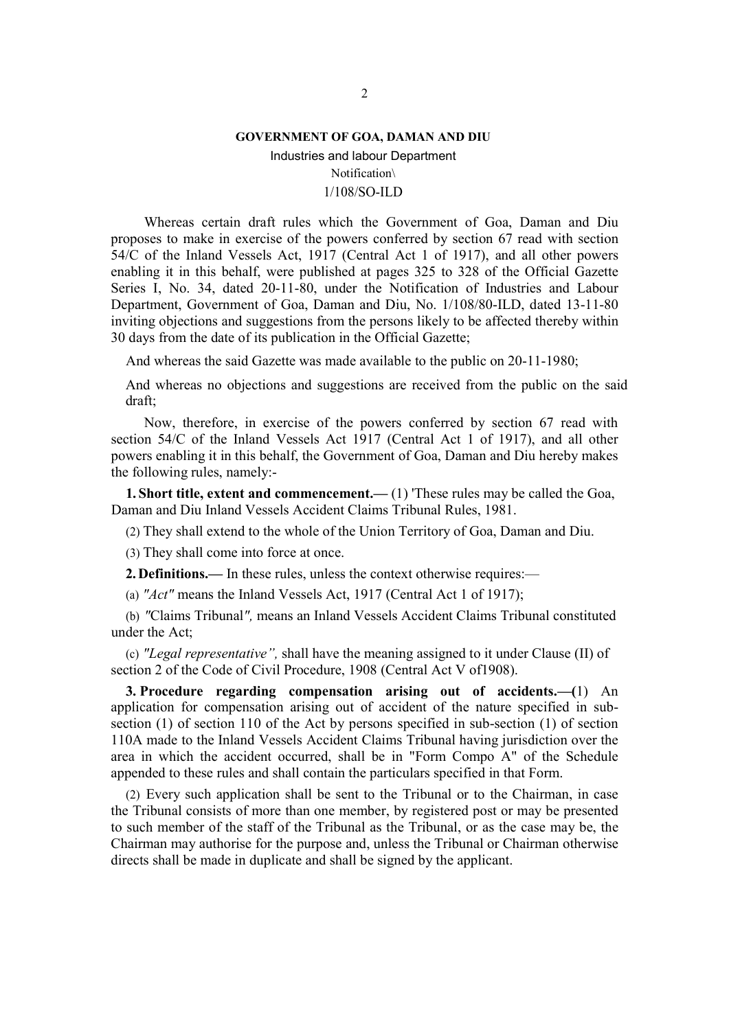**GOVERNMENT OF GOA, DAMAN AND DIU**

Industries and labour Department

Notification\

1/108/SO-ILD

Whereas certain draft rules which the Government of Goa, Daman and Diu proposes to make in exercise of the powers conferred by section 67 read with section 54/C of the Inland Vessels Act, 1917 (Central Act 1 of 1917), and all other powers enabling it in this behalf, were published at pages 325 to 328 of the Official Gazette Series I, No. 34, dated 20-11-80, under the Notification of Industries and Labour Department, Government of Goa, Daman and Diu, No. 1/108/80-ILD, dated 13-11-80 inviting objections and suggestions from the persons likely to be affected thereby within 30 days from the date of its publication in the Official Gazette;

And whereas the said Gazette was made available to the public on 20-11-1980;

And whereas no objections and suggestions are received from the public on the said draft;

Now, therefore, in exercise of the powers conferred by section 67 read with section 54/C of the Inland Vessels Act 1917 (Central Act 1 of 1917), and all other powers enabling it in this behalf, the Government of Goa, Daman and Diu hereby makes the following rules, namely:-

**1. Short title, extent and commencement.—** (1) 'These rules may be called the Goa, Daman and Diu Inland Vessels Accident Claims Tribunal Rules, 1981.

(2) They shall extend to the whole of the Union Territory of Goa, Daman and Diu.

(3) They shall come into force at once.

**2. Definitions.—** In these rules, unless the context otherwise requires:—

(a) *"Act"* means the Inland Vessels Act, 1917 (Central Act 1 of 1917);

(b) *"*Claims Tribunal*",* means an Inland Vessels Accident Claims Tribunal constituted under the Act;

(c) *"Legal representative",* shall have the meaning assigned to it under Clause (II) of section 2 of the Code of Civil Procedure, 1908 (Central Act V of1908).

**3. Procedure regarding compensation arising out of accidents.—(**1) An application for compensation arising out of accident of the nature specified in sub-section (1) of section 110 of the Act by persons specified in sub-section (1) of section 110A made to the Inland Vessels Accident Claims Tribunal having jurisdiction over the area in which the accident occurred, shall be in "Form Compo A" of the Schedule appended to these rules and shall contain the particulars specified in that Form.

(2) Every such application shall be sent to the Tribunal or to the Chairman, in case the Tribunal consists of more than one member, by registered post or may be presented to such member of the staff of the Tribunal as the Tribunal, or as the case may be, the Chairman may authorise for the purpose and, unless the Tribunal or Chairman otherwise directs shall be made in duplicate and shall be signed by the applicant.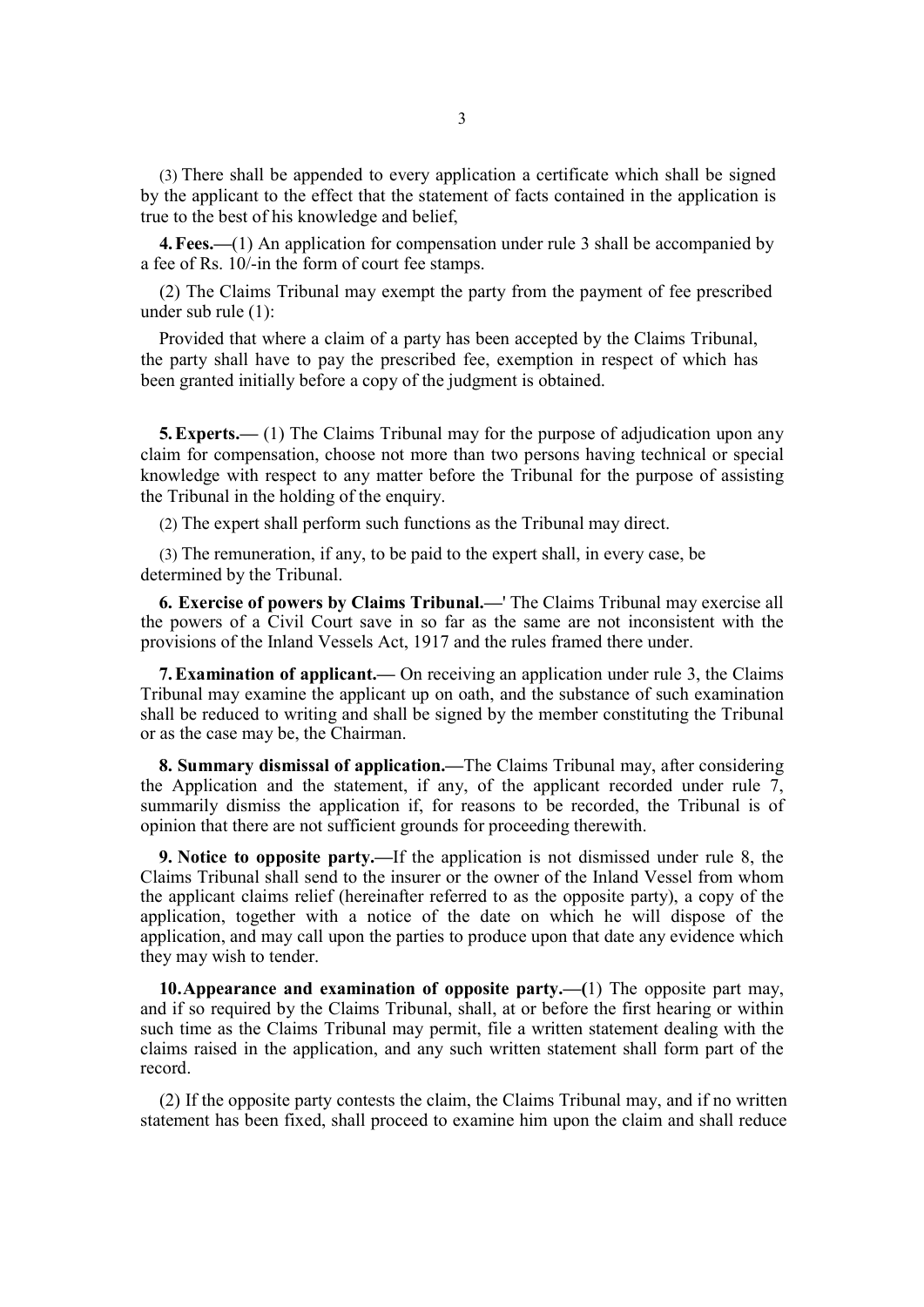(3) There shall be appended to every application a certificate which shall be signed by the applicant to the effect that the statement of facts contained in the application is true to the best of his knowledge and belief,

**4. Fees.—**(1) An application for compensation under rule 3 shall be accompanied by a fee of Rs. 10/-in the form of court fee stamps.

(2) The Claims Tribunal may exempt the party from the payment of fee prescribed under sub rule (1):

Provided that where a claim of a party has been accepted by the Claims Tribunal, the party shall have to pay the prescribed fee, exemption in respect of which has been granted initially before a copy of the judgment is obtained.

**5. Experts.—** (1) The Claims Tribunal may for the purpose of adjudication upon any claim for compensation, choose not more than two persons having technical or special knowledge with respect to any matter before the Tribunal for the purpose of assisting the Tribunal in the holding of the enquiry.

(2) The expert shall perform such functions as the Tribunal may direct.

(3) The remuneration, if any, to be paid to the expert shall, in every case, be determined by the Tribunal.

**6. Exercise of powers by Claims Tribunal.—**' The Claims Tribunal may exercise all the powers of a Civil Court save in so far as the same are not inconsistent with the provisions of the Inland Vessels Act, 1917 and the rules framed there under.

**7. Examination of applicant.—** On receiving an application under rule 3, the Claims Tribunal may examine the applicant up on oath, and the substance of such examination shall be reduced to writing and shall be signed by the member constituting the Tribunal or as the case may be, the Chairman.

**8. Summary dismissal of application.—**The Claims Tribunal may, after considering the Application and the statement, if any, of the applicant recorded under rule 7, summarily dismiss the application if, for reasons to be recorded, the Tribunal is of opinion that there are not sufficient grounds for proceeding therewith.

**9. Notice to opposite party.—**If the application is not dismissed under rule 8, the Claims Tribunal shall send to the insurer or the owner of the Inland Vessel from whom the applicant claims relief (hereinafter referred to as the opposite party), a copy of the application, together with a notice of the date on which he will dispose of the application, and may call upon the parties to produce upon that date any evidence which they may wish to tender.

**10. Appearance and examination of opposite party.—(**1) The opposite part may, and if so required by the Claims Tribunal, shall, at or before the first hearing or within such time as the Claims Tribunal may permit, file a written statement dealing with the claims raised in the application, and any such written statement shall form part of the record.

(2) If the opposite party contests the claim, the Claims Tribunal may, and if no written statement has been fixed, shall proceed to examine him upon the claim and shall reduce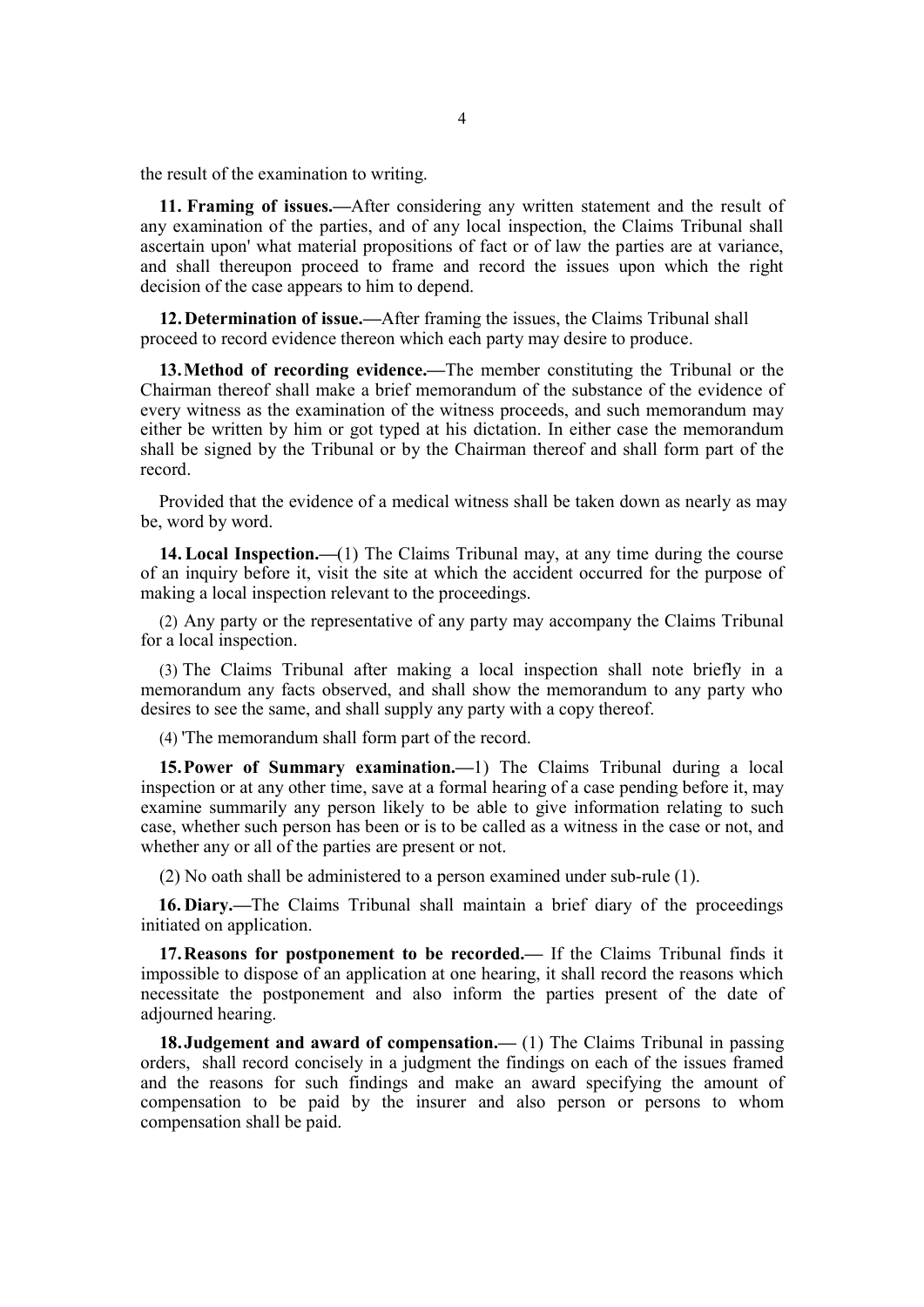the result of the examination to writing.

**11. Framing of issues.—**After considering any written statement and the result of any examination of the parties, and of any local inspection, the Claims Tribunal shall ascertain upon' what material propositions of fact or of law the parties are at variance, and shall thereupon proceed to frame and record the issues upon which the right decision of the case appears to him to depend.

**12. Determination of issue.—**After framing the issues, the Claims Tribunal shall proceed to record evidence thereon which each party may desire to produce.

**13. Method of recording evidence.—**The member constituting the Tribunal or the Chairman thereof shall make a brief memorandum of the substance of the evidence of every witness as the examination of the witness proceeds, and such memorandum may either be written by him or got typed at his dictation. In either case the memorandum shall be signed by the Tribunal or by the Chairman thereof and shall form part of the record.

Provided that the evidence of a medical witness shall be taken down as nearly as may be, word by word.

**14. Local Inspection.—**(1) The Claims Tribunal may, at any time during the course of an inquiry before it, visit the site at which the accident occurred for the purpose of making a local inspection relevant to the proceedings.

(2) Any party or the representative of any party may accompany the Claims Tribunal for a local inspection.

(3) The Claims Tribunal after making a local inspection shall note briefly in a memorandum any facts observed, and shall show the memorandum to any party who desires to see the same, and shall supply any party with a copy thereof.

(4) 'The memorandum shall form part of the record.

**15. Power of Summary examination.—**1) The Claims Tribunal during a local inspection or at any other time, save at a formal hearing of a case pending before it, may examine summarily any person likely to be able to give information relating to such case, whether such person has been or is to be called as a witness in the case or not, and whether any or all of the parties are present or not.

(2) No oath shall be administered to a person examined under sub-rule (1).

**16. Diary.—**The Claims Tribunal shall maintain a brief diary of the proceedings initiated on application.

**17. Reasons for postponement to be recorded.—** If the Claims Tribunal finds it impossible to dispose of an application at one hearing, it shall record the reasons which necessitate the postponement and also inform the parties present of the date of adjourned hearing.

**18. Judgement and award of compensation.—** (1) The Claims Tribunal in passing orders, shall record concisely in a judgment the findings on each of the issues framed and the reasons for such findings and make an award specifying the amount of compensation to be paid by the insurer and also person or persons to whom compensation shall be paid.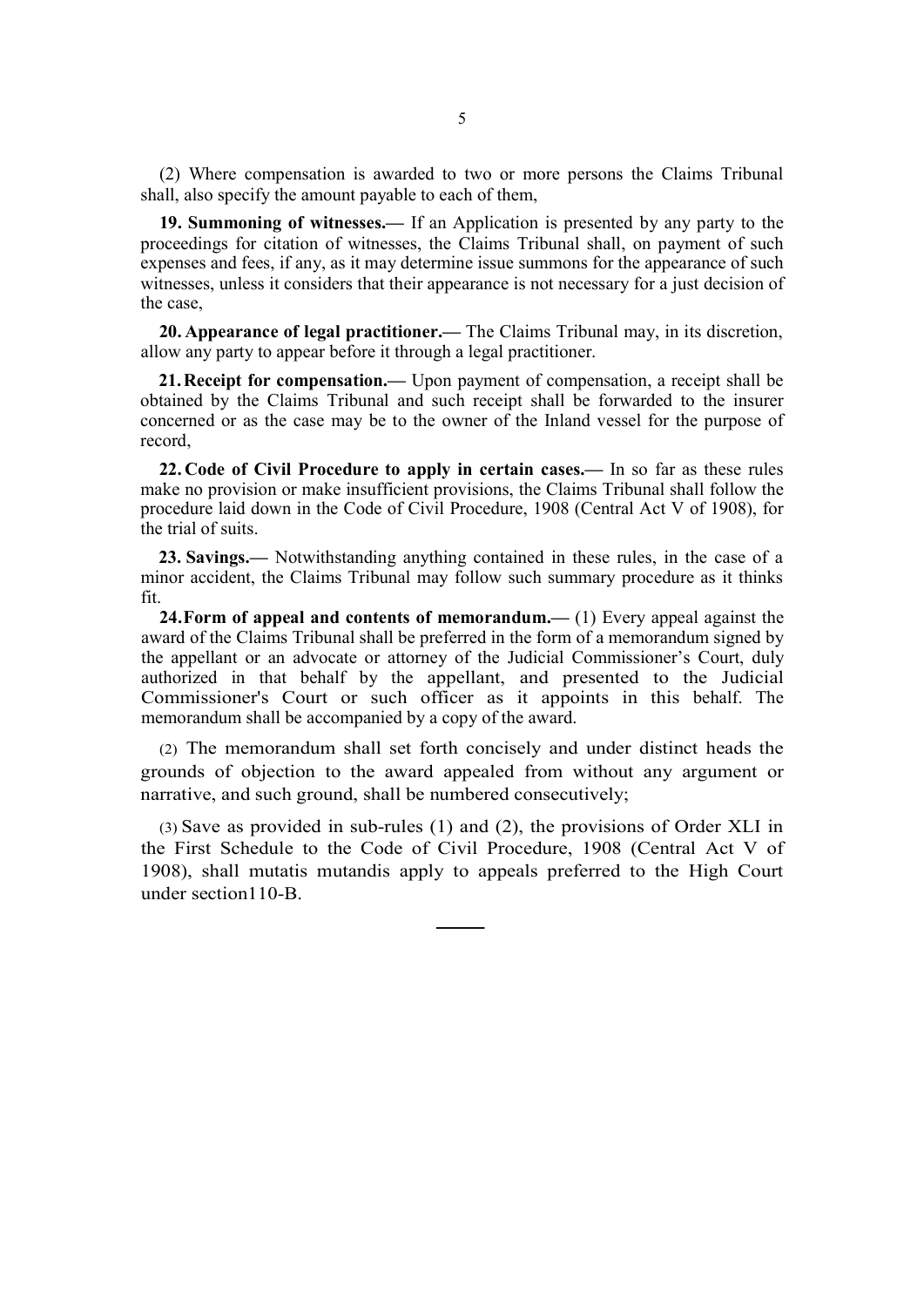(2) Where compensation is awarded to two or more persons the Claims Tribunal shall, also specify the amount payable to each of them,

**19. Summoning of witnesses.—** If an Application is presented by any party to the proceedings for citation of witnesses, the Claims Tribunal shall, on payment of such expenses and fees, if any, as it may determine issue summons for the appearance of such witnesses, unless it considers that their appearance is not necessary for a just decision of the case,

**20. Appearance of legal practitioner.—** The Claims Tribunal may, in its discretion, allow any party to appear before it through a legal practitioner.

**21. Receipt for compensation.—** Upon payment of compensation, a receipt shall be obtained by the Claims Tribunal and such receipt shall be forwarded to the insurer concerned or as the case may be to the owner of the Inland vessel for the purpose of record,

**22. Code of Civil Procedure to apply in certain cases.—** In so far as these rules make no provision or make insufficient provisions, the Claims Tribunal shall follow the procedure laid down in the Code of Civil Procedure, 1908 (Central Act V of 1908), for the trial of suits.

**23. Savings.—** Notwithstanding anything contained in these rules, in the case of a minor accident, the Claims Tribunal may follow such summary procedure as it thinks fit.

**24. Form of appeal and contents of memorandum.—** (1) Every appeal against the award of the Claims Tribunal shall be preferred in the form of a memorandum signed by the appellant or an advocate or attorney of the Judicial Commissioner's Court, duly authorized in that behalf by the appellant, and presented to the Judicial Commissioner's Court or such officer as it appoints in this behalf. The memorandum shall be accompanied by a copy of the award.

(2) The memorandum shall set forth concisely and under distinct heads the grounds of objection to the award appealed from without any argument or narrative, and such ground, shall be numbered consecutively;

(3) Save as provided in sub-rules (1) and (2), the provisions of Order XLI in the First Schedule to the Code of Civil Procedure, 1908 (Central Act V of 1908), shall mutatis mutandis apply to appeals preferred to the High Court under section110-B.

---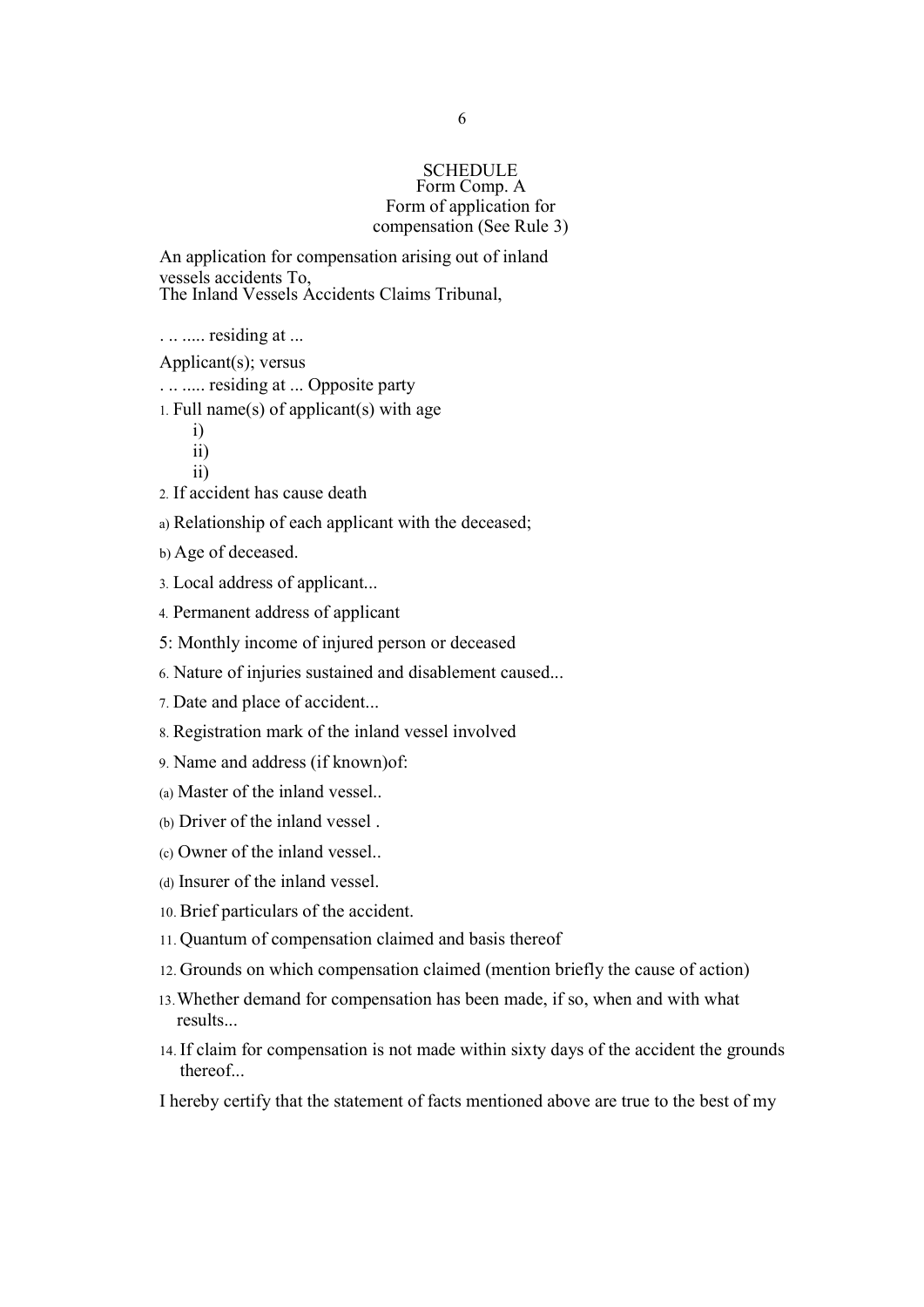# SCHEDULE

## Form Comp. A

### Form of application for compensation (See Rule 3)

An application for compensation arising out of inland vessels accidents To,
The Inland Vessels Accidents Claims Tribunal,

. .. ..... residing at ...

Applicant(s); versus

. .. ..... residing at ... Opposite party

1. Full name(s) of applicant(s) with age
   - i)
   - ii)
   - ii)
2. If accident has cause death

a) Relationship of each applicant with the deceased;

b) Age of deceased.

3. Local address of applicant...
4. Permanent address of applicant

5: Monthly income of injured person or deceased

6. Nature of injuries sustained and disablement caused...
7. Date and place of accident...
8. Registration mark of the inland vessel involved
9. Name and address (if known)of:

(a) Master of the inland vessel..

(b) Driver of the inland vessel .

(c) Owner of the inland vessel..

(d) Insurer of the inland vessel.

10. Brief particulars of the accident.
11. Quantum of compensation claimed and basis thereof
12. Grounds on which compensation claimed (mention briefly the cause of action)
13. Whether demand for compensation has been made, if so, when and with what results...
14. If claim for compensation is not made within sixty days of the accident the grounds thereof...

I hereby certify that the statement of facts mentioned above are true to the best of my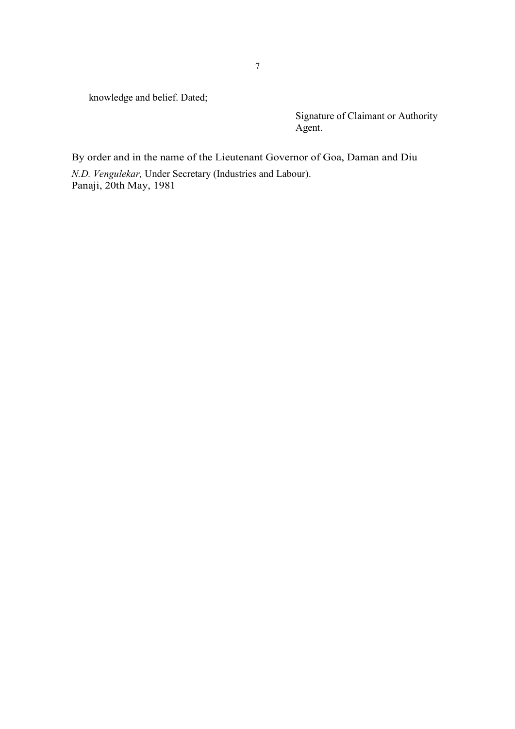knowledge and belief. Dated;

Signature of Claimant or Authority
Agent.

By order and in the name of the Lieutenant Governor of Goa, Daman and Diu

*N.D. Vengulekar,* Under Secretary (Industries and Labour).
Panaji, 20th May, 1981